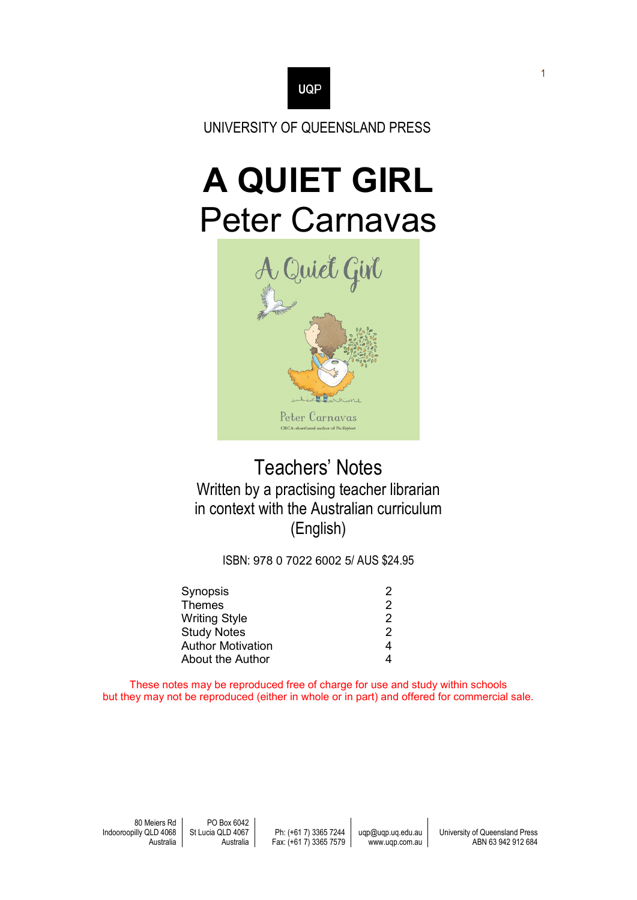UQP

UNIVERSITY OF QUEENSLAND PRESS

# A QUIET GIRL

## Peter Carnavas

## Teachers' Notes

Written by a practising teacher librarian in context with the Australian curriculum (English)

ISBN: 978 0 7022 6002 5/ AUS $24.95

| | |
|---|---|
| Synopsis | 2 |
| Themes | 2 |
| Writing Style | 2 |
| Study Notes | 2 |
| Author Motivation | 4 |
| About the Author | 4 |

These notes may be reproduced free of charge for use and study within schools but they may not be reproduced (either in whole or in part) and offered for commercial sale.

80 Meiers Rd
Indooroopilly QLD 4068
Australia

PO Box 6042
St Lucia QLD 4067
Australia

Ph: (+61 7) 3365 7244
Fax: (+61 7) 3365 7579

uqp@uqp.uq.edu.au
www.uqp.com.au

University of Queensland Press
ABN 63 942 912 684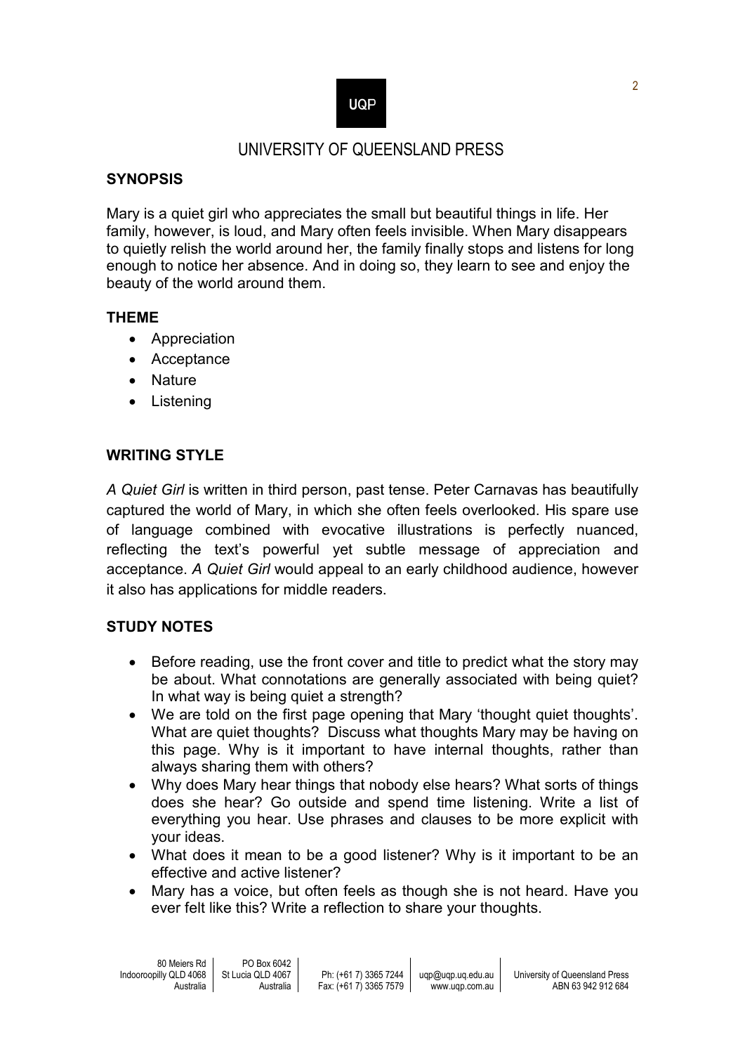UNIVERSITY OF QUEENSLAND PRESS

## SYNOPSIS

Mary is a quiet girl who appreciates the small but beautiful things in life. Her family, however, is loud, and Mary often feels invisible. When Mary disappears to quietly relish the world around her, the family finally stops and listens for long enough to notice her absence. And in doing so, they learn to see and enjoy the beauty of the world around them.

## THEME

- Appreciation
- Acceptance
- Nature
- Listening

## WRITING STYLE

*A Quiet Girl* is written in third person, past tense. Peter Carnavas has beautifully captured the world of Mary, in which she often feels overlooked. His spare use of language combined with evocative illustrations is perfectly nuanced, reflecting the text's powerful yet subtle message of appreciation and acceptance. *A Quiet Girl* would appeal to an early childhood audience, however it also has applications for middle readers.

## STUDY NOTES

- Before reading, use the front cover and title to predict what the story may be about. What connotations are generally associated with being quiet? In what way is being quiet a strength?
- We are told on the first page opening that Mary 'thought quiet thoughts'. What are quiet thoughts? Discuss what thoughts Mary may be having on this page. Why is it important to have internal thoughts, rather than always sharing them with others?
- Why does Mary hear things that nobody else hears? What sorts of things does she hear? Go outside and spend time listening. Write a list of everything you hear. Use phrases and clauses to be more explicit with your ideas.
- What does it mean to be a good listener? Why is it important to be an effective and active listener?
- Mary has a voice, but often feels as though she is not heard. Have you ever felt like this? Write a reflection to share your thoughts.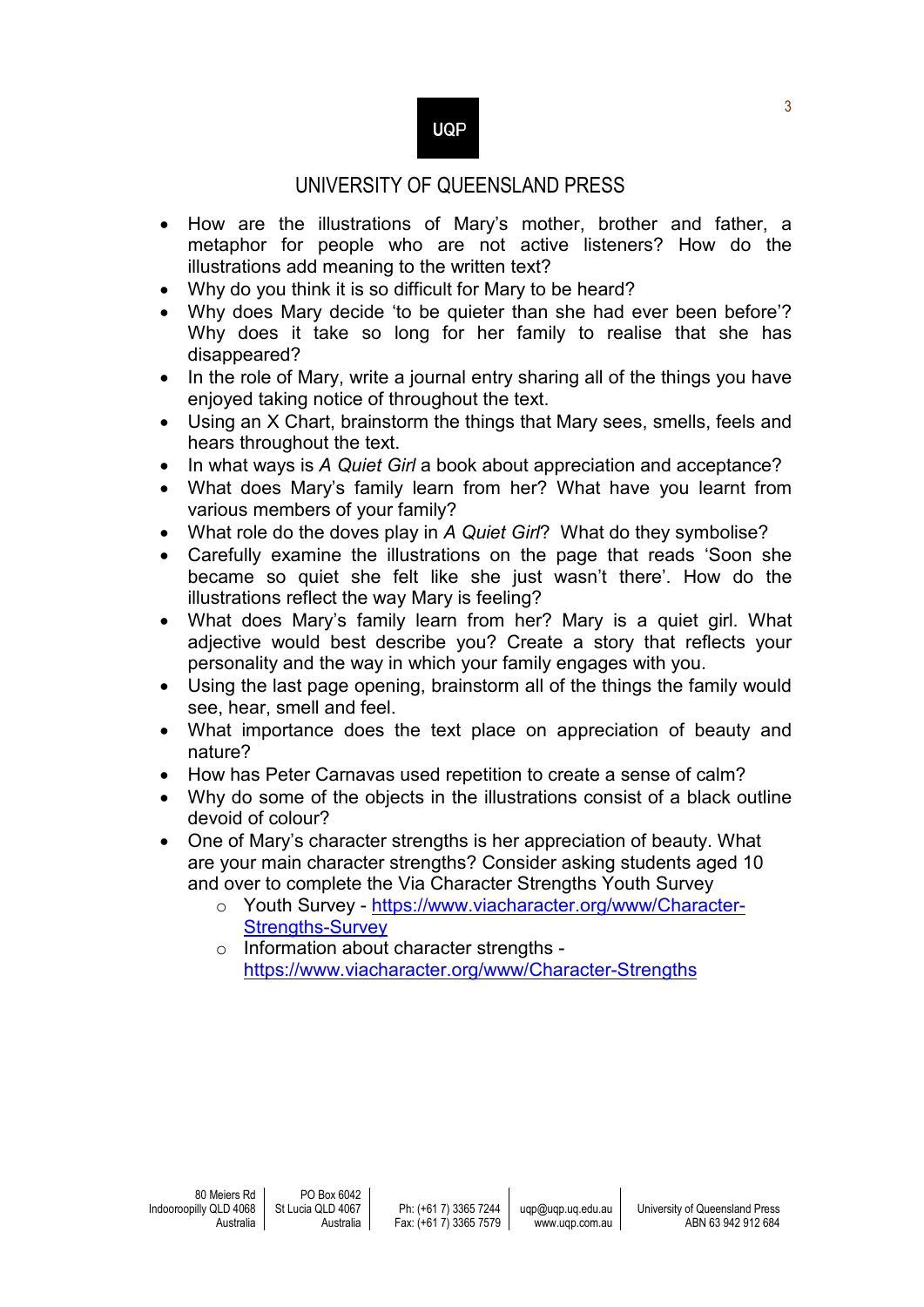- How are the illustrations of Mary's mother, brother and father, a metaphor for people who are not active listeners? How do the illustrations add meaning to the written text?
- Why do you think it is so difficult for Mary to be heard?
- Why does Mary decide 'to be quieter than she had ever been before'? Why does it take so long for her family to realise that she has disappeared?
- In the role of Mary, write a journal entry sharing all of the things you have enjoyed taking notice of throughout the text.
- Using an X Chart, brainstorm the things that Mary sees, smells, feels and hears throughout the text.
- In what ways is *A Quiet Girl* a book about appreciation and acceptance?
- What does Mary's family learn from her? What have you learnt from various members of your family?
- What role do the doves play in *A Quiet Girl*? What do they symbolise?
- Carefully examine the illustrations on the page that reads 'Soon she became so quiet she felt like she just wasn't there'. How do the illustrations reflect the way Mary is feeling?
- What does Mary's family learn from her? Mary is a quiet girl. What adjective would best describe you? Create a story that reflects your personality and the way in which your family engages with you.
- Using the last page opening, brainstorm all of the things the family would see, hear, smell and feel.
- What importance does the text place on appreciation of beauty and nature?
- How has Peter Carnavas used repetition to create a sense of calm?
- Why do some of the objects in the illustrations consist of a black outline devoid of colour?
- One of Mary's character strengths is her appreciation of beauty. What are your main character strengths? Consider asking students aged 10 and over to complete the Via Character Strengths Youth Survey
  - Youth Survey - [https://www.viacharacter.org/www/Character-Strengths-Survey](https://www.viacharacter.org/www/Character-Strengths-Survey)
  - Information about character strengths - [https://www.viacharacter.org/www/Character-Strengths](https://www.viacharacter.org/www/Character-Strengths)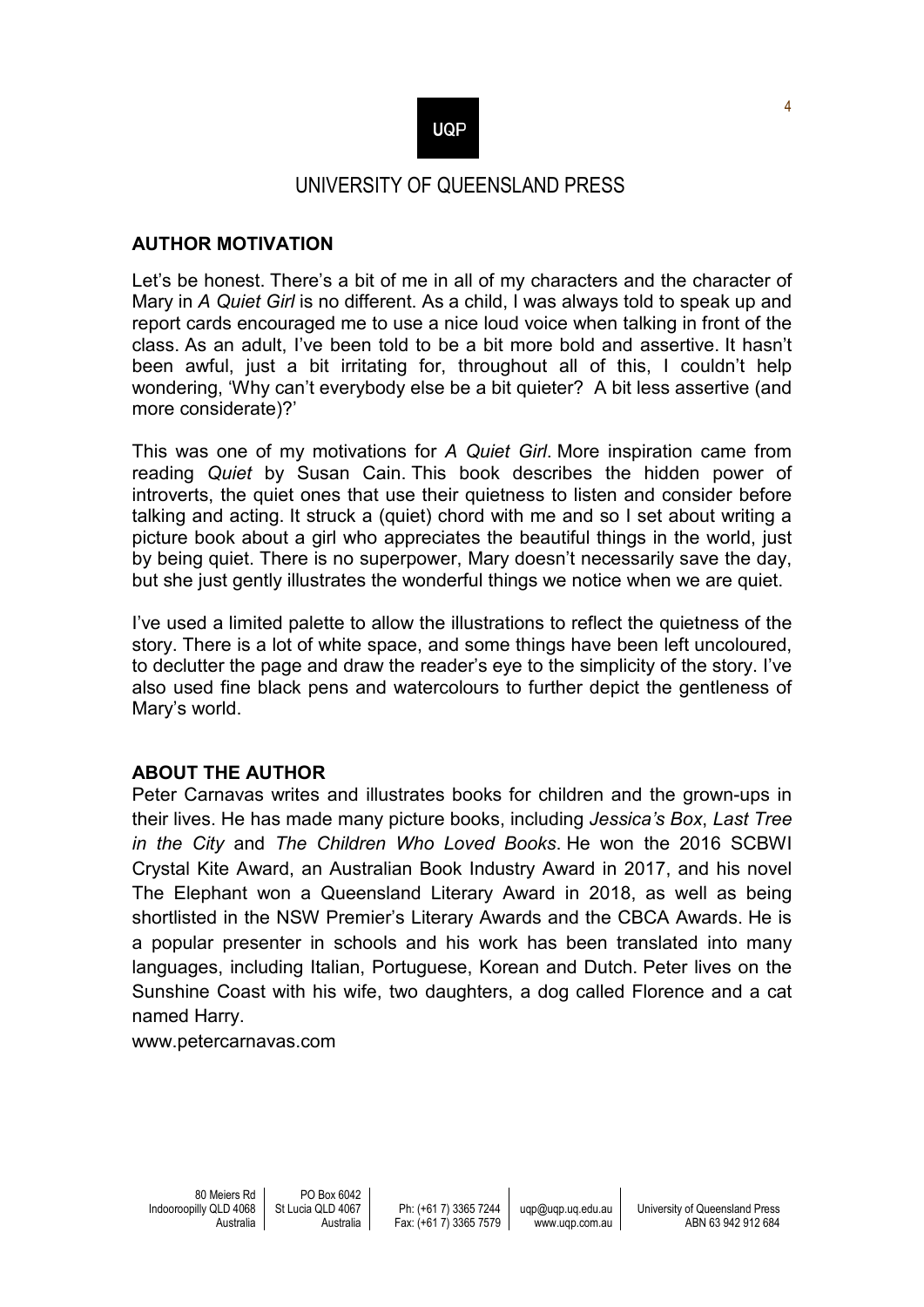## AUTHOR MOTIVATION

Let's be honest. There's a bit of me in all of my characters and the character of Mary in *A Quiet Girl* is no different. As a child, I was always told to speak up and report cards encouraged me to use a nice loud voice when talking in front of the class. As an adult, I've been told to be a bit more bold and assertive. It hasn't been awful, just a bit irritating for, throughout all of this, I couldn't help wondering, 'Why can't everybody else be a bit quieter? A bit less assertive (and more considerate)?'

This was one of my motivations for *A Quiet Girl*. More inspiration came from reading *Quiet* by Susan Cain. This book describes the hidden power of introverts, the quiet ones that use their quietness to listen and consider before talking and acting. It struck a (quiet) chord with me and so I set about writing a picture book about a girl who appreciates the beautiful things in the world, just by being quiet. There is no superpower, Mary doesn't necessarily save the day, but she just gently illustrates the wonderful things we notice when we are quiet.

I've used a limited palette to allow the illustrations to reflect the quietness of the story. There is a lot of white space, and some things have been left uncoloured, to declutter the page and draw the reader's eye to the simplicity of the story. I've also used fine black pens and watercolours to further depict the gentleness of Mary's world.

## ABOUT THE AUTHOR

Peter Carnavas writes and illustrates books for children and the grown-ups in their lives. He has made many picture books, including *Jessica's Box*, *Last Tree in the City* and *The Children Who Loved Books*. He won the 2016 SCBWI Crystal Kite Award, an Australian Book Industry Award in 2017, and his novel The Elephant won a Queensland Literary Award in 2018, as well as being shortlisted in the NSW Premier's Literary Awards and the CBCA Awards. He is a popular presenter in schools and his work has been translated into many languages, including Italian, Portuguese, Korean and Dutch. Peter lives on the Sunshine Coast with his wife, two daughters, a dog called Florence and a cat named Harry.

www.petercarnavas.com